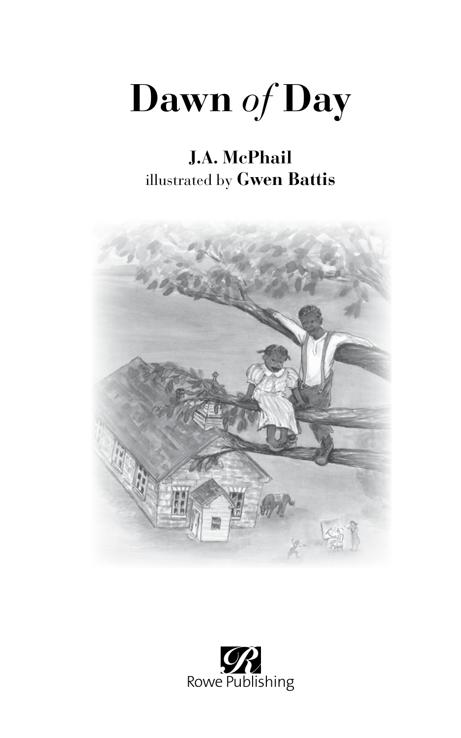# Dawn *of* Day

**J.A. McPhail**
illustrated by **Gwen Battis**

Rowe Publishing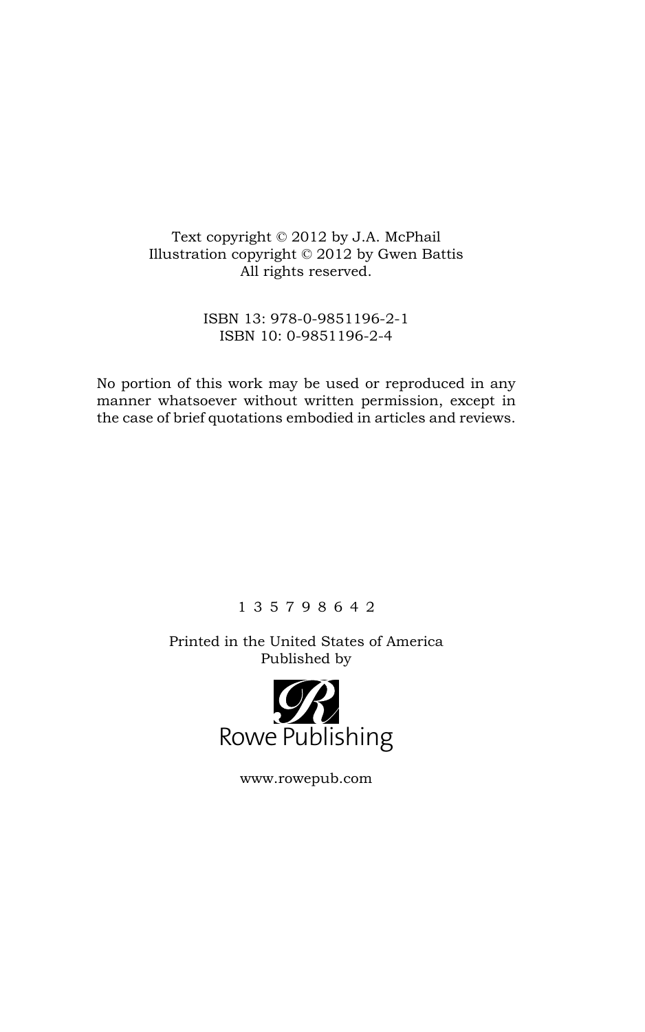Text copyright © 2012 by J.A. McPhail
Illustration copyright © 2012 by Gwen Battis
All rights reserved.

ISBN 13: 978-0-9851196-2-1
ISBN 10: 0-9851196-2-4

No portion of this work may be used or reproduced in any manner whatsoever without written permission, except in the case of brief quotations embodied in articles and reviews.

1 3 5 7 9 8 6 4 2

Printed in the United States of America
Published by

Rowe Publishing

www.rowepub.com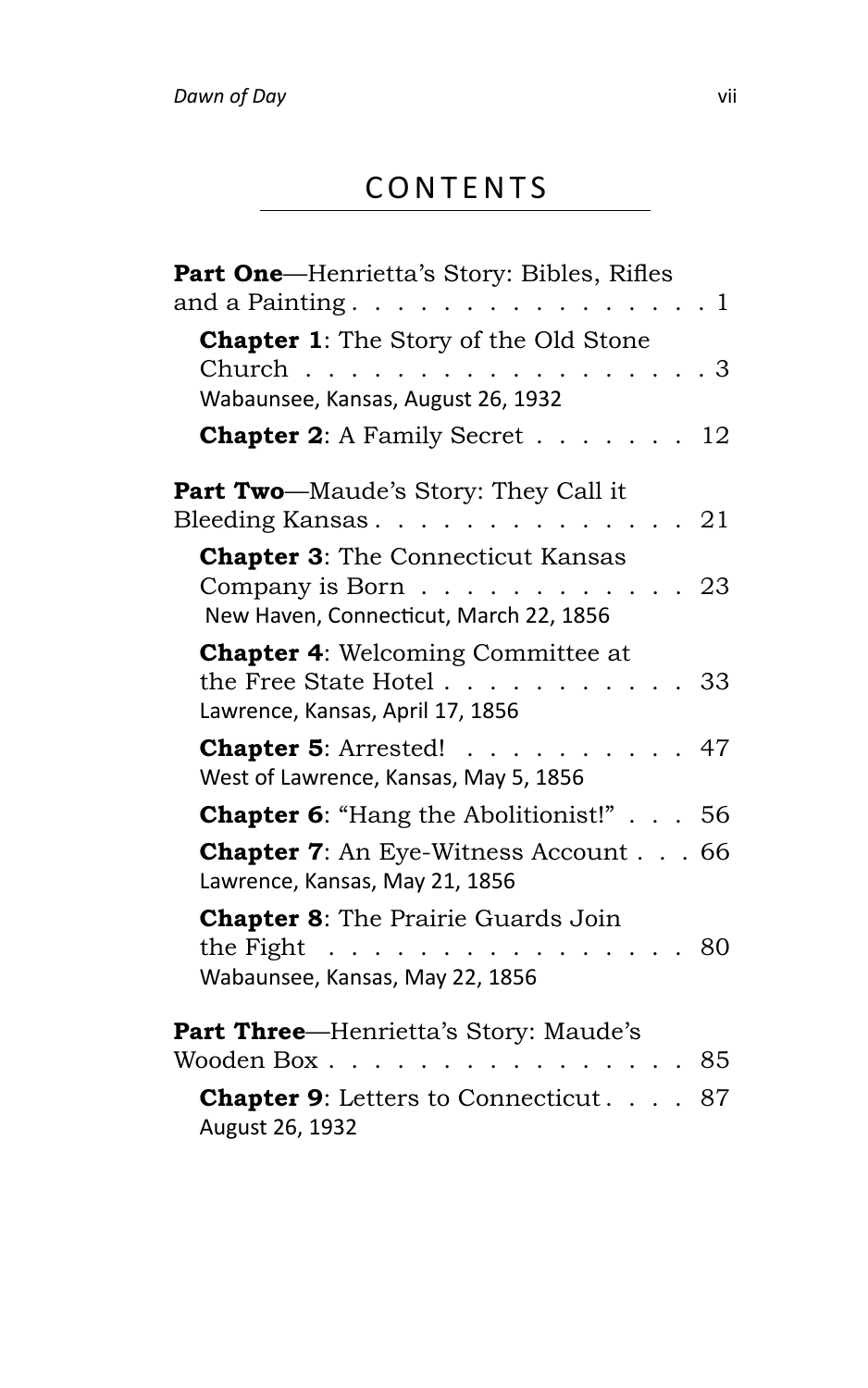# CONTENTS

**Part One**—Henrietta's Story: Bibles, Rifles and a Painting . . . . . . . . . . . . . . . . 1

- **Chapter 1**: The Story of the Old Stone Church . . . . . . . . . . . . . . . . . . 3
  Wabaunsee, Kansas, August 26, 1932
- **Chapter 2**: A Family Secret . . . . . . . 12

**Part Two**—Maude's Story: They Call it Bleeding Kansas . . . . . . . . . . . . . . 21

- **Chapter 3**: The Connecticut Kansas Company is Born . . . . . . . . . . . . 23
  New Haven, Connecticut, March 22, 1856
- **Chapter 4**: Welcoming Committee at the Free State Hotel . . . . . . . . . . 33
  Lawrence, Kansas, April 17, 1856
- **Chapter 5**: Arrested! . . . . . . . . . . 47
  West of Lawrence, Kansas, May 5, 1856
- **Chapter 6**: "Hang the Abolitionist!" . . . 56
- **Chapter 7**: An Eye-Witness Account . . . 66
  Lawrence, Kansas, May 21, 1856
- **Chapter 8**: The Prairie Guards Join the Fight . . . . . . . . . . . . . . . . 80
  Wabaunsee, Kansas, May 22, 1856

**Part Three**—Henrietta's Story: Maude's Wooden Box . . . . . . . . . . . . . . . . 85

- **Chapter 9**: Letters to Connecticut . . . . 87
  August 26, 1932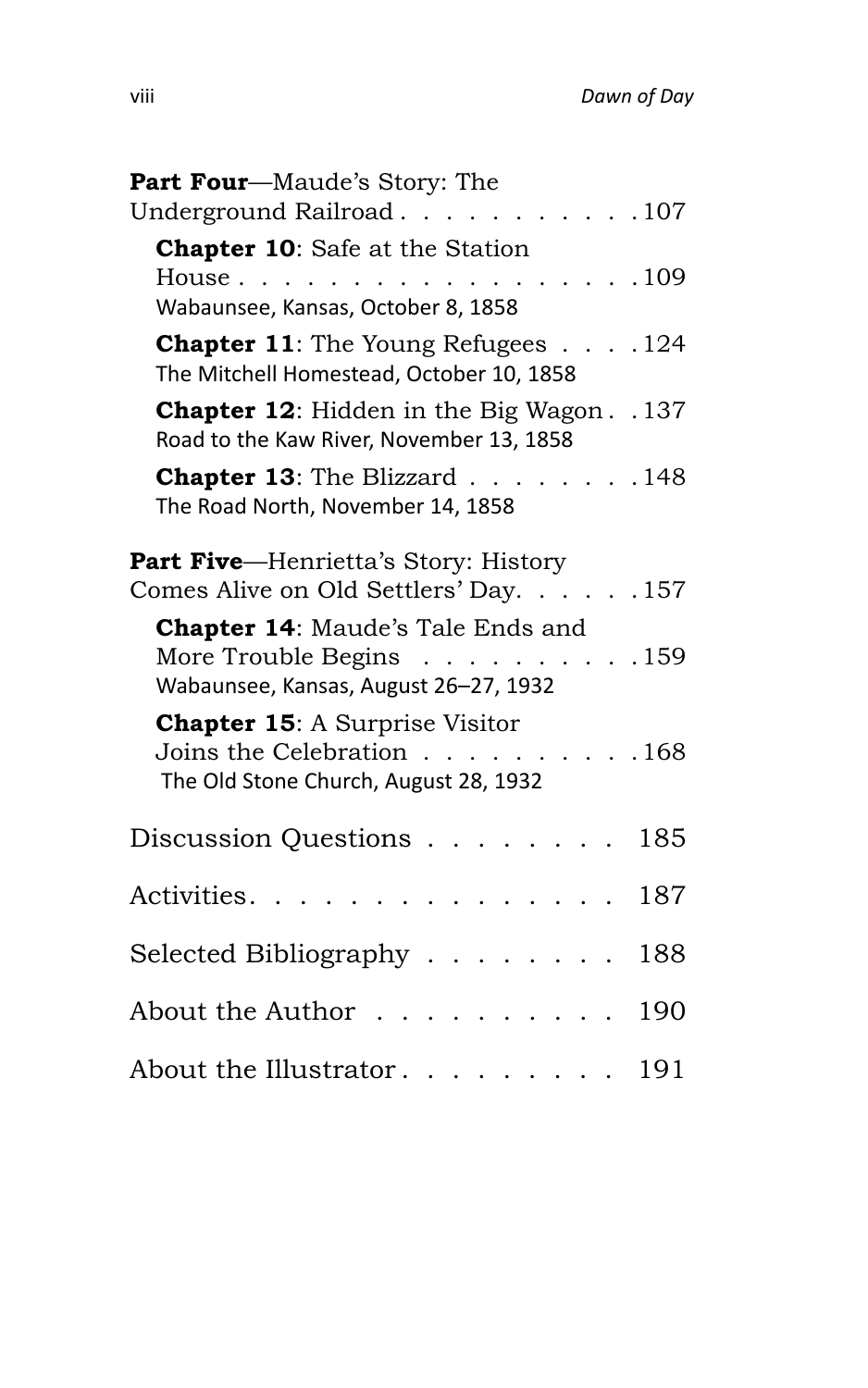**Part Four**—Maude's Story: The Underground Railroad . . . . . . . . . . . 107

**Chapter 10**: Safe at the Station House . . . . . . . . . . . . . . . . . . . 109
Wabaunsee, Kansas, October 8, 1858

**Chapter 11**: The Young Refugees . . . . 124
The Mitchell Homestead, October 10, 1858

**Chapter 12**: Hidden in the Big Wagon . . 137
Road to the Kaw River, November 13, 1858

**Chapter 13**: The Blizzard . . . . . . . . 148
The Road North, November 14, 1858

**Part Five**—Henrietta's Story: History Comes Alive on Old Settlers' Day. . . . . . 157

**Chapter 14**: Maude's Tale Ends and More Trouble Begins . . . . . . . . . . 159
Wabaunsee, Kansas, August 26–27, 1932

**Chapter 15**: A Surprise Visitor Joins the Celebration . . . . . . . . . . 168
The Old Stone Church, August 28, 1932

Discussion Questions . . . . . . . . 185

Activities. . . . . . . . . . . . . . . . 187

Selected Bibliography . . . . . . . . 188

About the Author . . . . . . . . . . 190

About the Illustrator . . . . . . . . . 191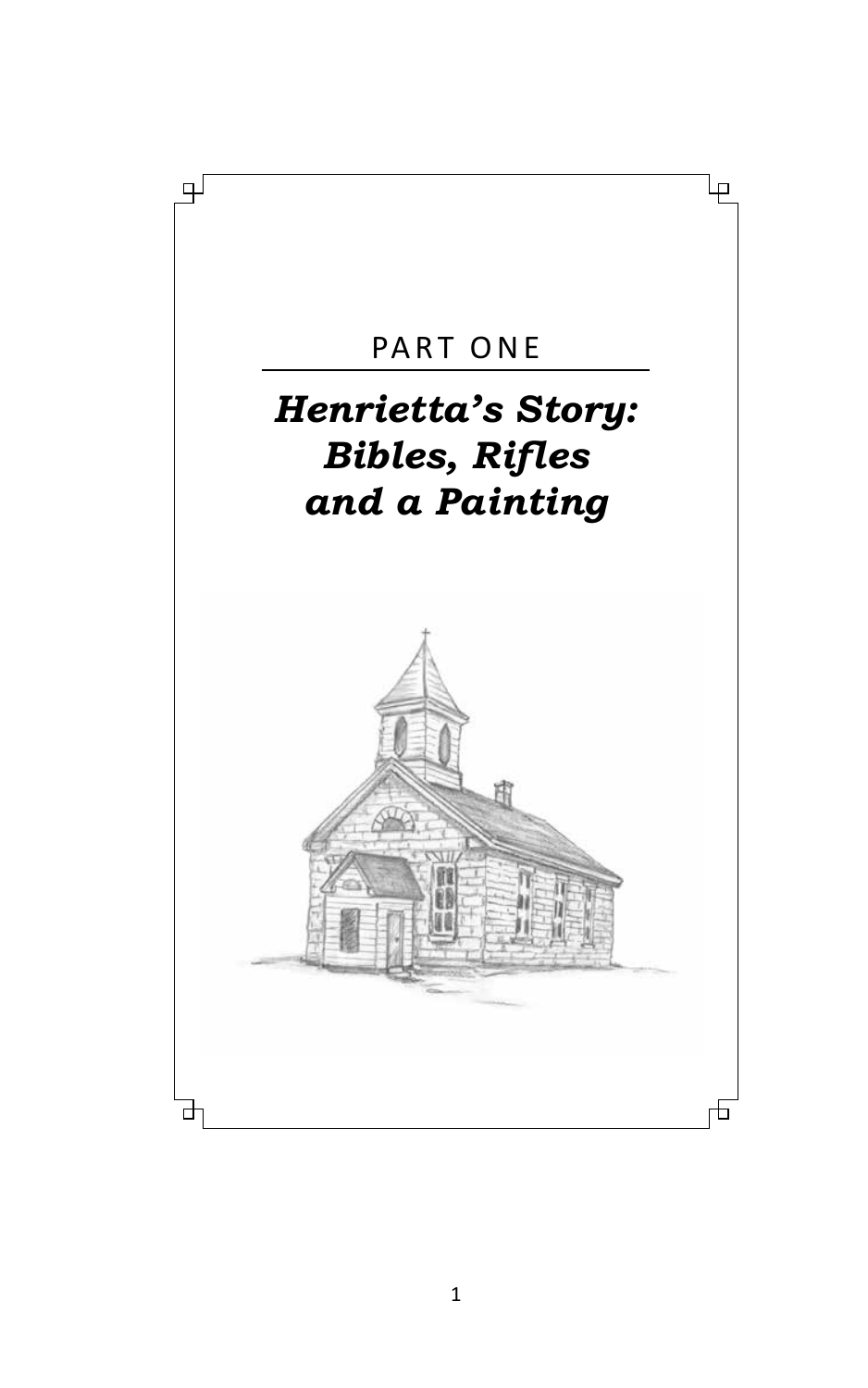PART ONE

# *Henrietta's Story: Bibles, Rifles and a Painting*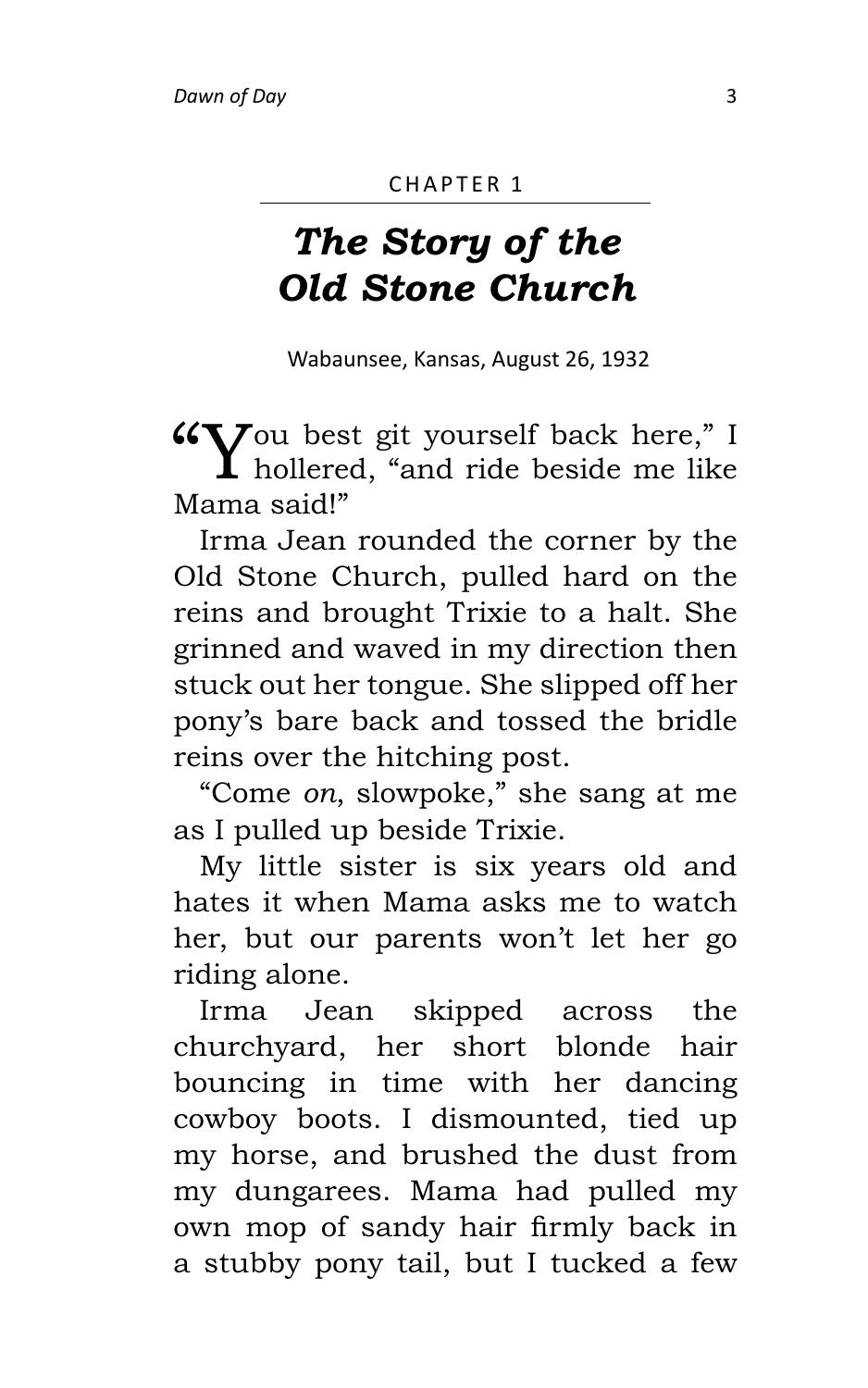CHAPTER 1

# *The Story of the Old Stone Church*

Wabaunsee, Kansas, August 26, 1932

"You best git yourself back here," I hollered, "and ride beside me like Mama said!"

Irma Jean rounded the corner by the Old Stone Church, pulled hard on the reins and brought Trixie to a halt. She grinned and waved in my direction then stuck out her tongue. She slipped off her pony's bare back and tossed the bridle reins over the hitching post.

"Come *on*, slowpoke," she sang at me as I pulled up beside Trixie.

My little sister is six years old and hates it when Mama asks me to watch her, but our parents won't let her go riding alone.

Irma Jean skipped across the churchyard, her short blonde hair bouncing in time with her dancing cowboy boots. I dismounted, tied up my horse, and brushed the dust from my dungarees. Mama had pulled my own mop of sandy hair firmly back in a stubby pony tail, but I tucked a few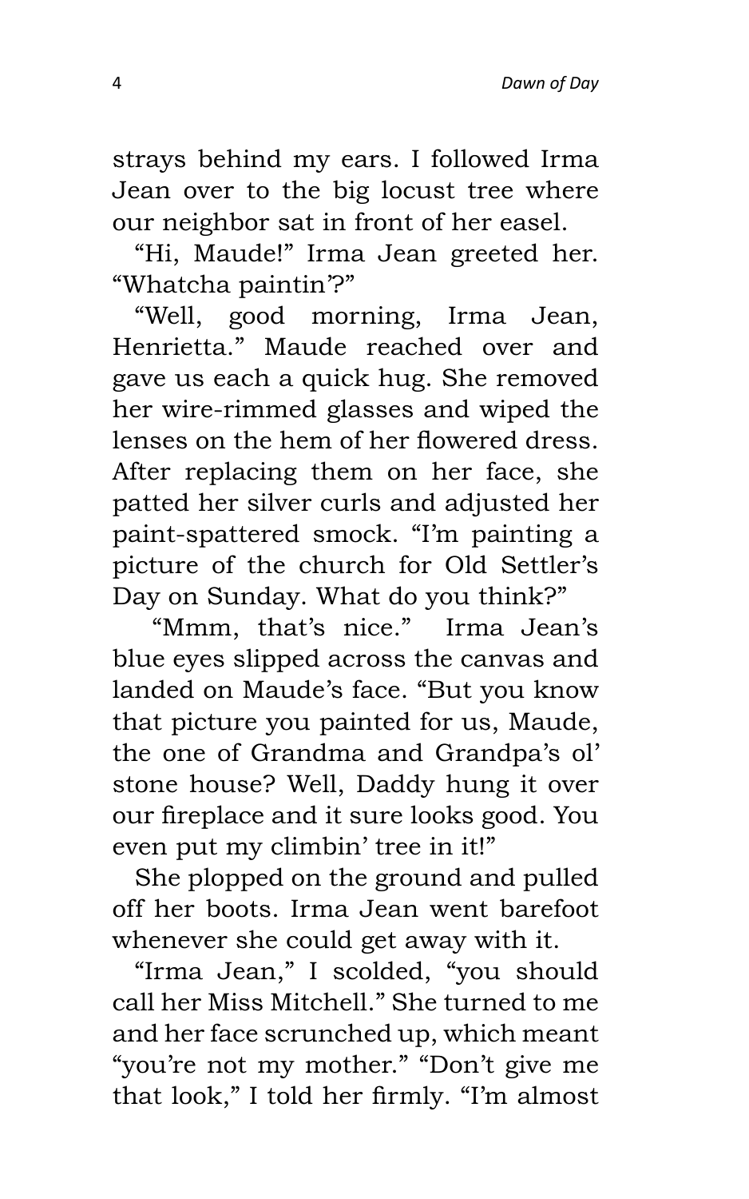strays behind my ears. I followed Irma Jean over to the big locust tree where our neighbor sat in front of her easel.

"Hi, Maude!" Irma Jean greeted her. "Whatcha paintin'?"

"Well, good morning, Irma Jean, Henrietta." Maude reached over and gave us each a quick hug. She removed her wire-rimmed glasses and wiped the lenses on the hem of her flowered dress. After replacing them on her face, she patted her silver curls and adjusted her paint-spattered smock. "I'm painting a picture of the church for Old Settler's Day on Sunday. What do you think?"

"Mmm, that's nice." Irma Jean's blue eyes slipped across the canvas and landed on Maude's face. "But you know that picture you painted for us, Maude, the one of Grandma and Grandpa's ol' stone house? Well, Daddy hung it over our fireplace and it sure looks good. You even put my climbin' tree in it!"

She plopped on the ground and pulled off her boots. Irma Jean went barefoot whenever she could get away with it.

"Irma Jean," I scolded, "you should call her Miss Mitchell." She turned to me and her face scrunched up, which meant "you're not my mother." "Don't give me that look," I told her firmly. "I'm almost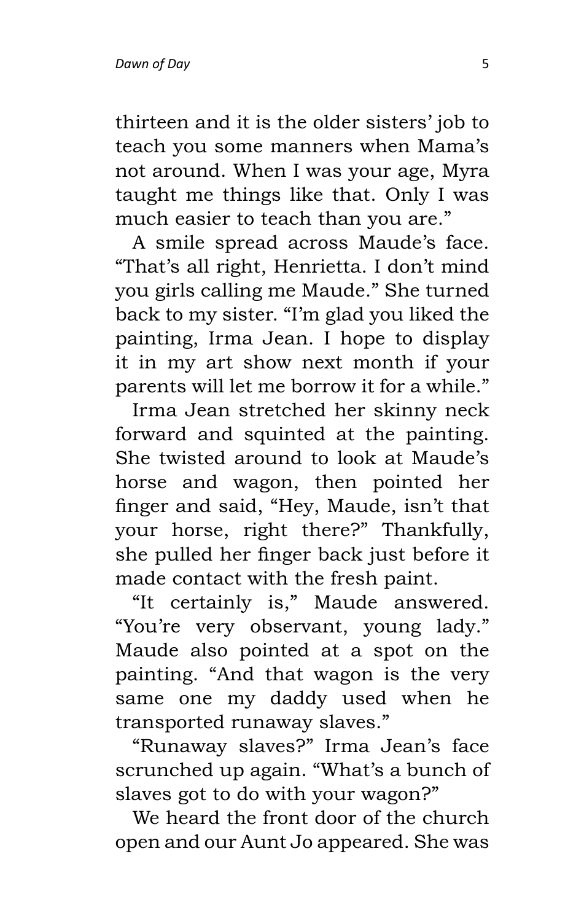thirteen and it is the older sisters' job to teach you some manners when Mama's not around. When I was your age, Myra taught me things like that. Only I was much easier to teach than you are."

A smile spread across Maude's face. "That's all right, Henrietta. I don't mind you girls calling me Maude." She turned back to my sister. "I'm glad you liked the painting, Irma Jean. I hope to display it in my art show next month if your parents will let me borrow it for a while."

Irma Jean stretched her skinny neck forward and squinted at the painting. She twisted around to look at Maude's horse and wagon, then pointed her finger and said, "Hey, Maude, isn't that your horse, right there?" Thankfully, she pulled her finger back just before it made contact with the fresh paint.

"It certainly is," Maude answered. "You're very observant, young lady." Maude also pointed at a spot on the painting. "And that wagon is the very same one my daddy used when he transported runaway slaves."

"Runaway slaves?" Irma Jean's face scrunched up again. "What's a bunch of slaves got to do with your wagon?"

We heard the front door of the church open and our Aunt Jo appeared. She was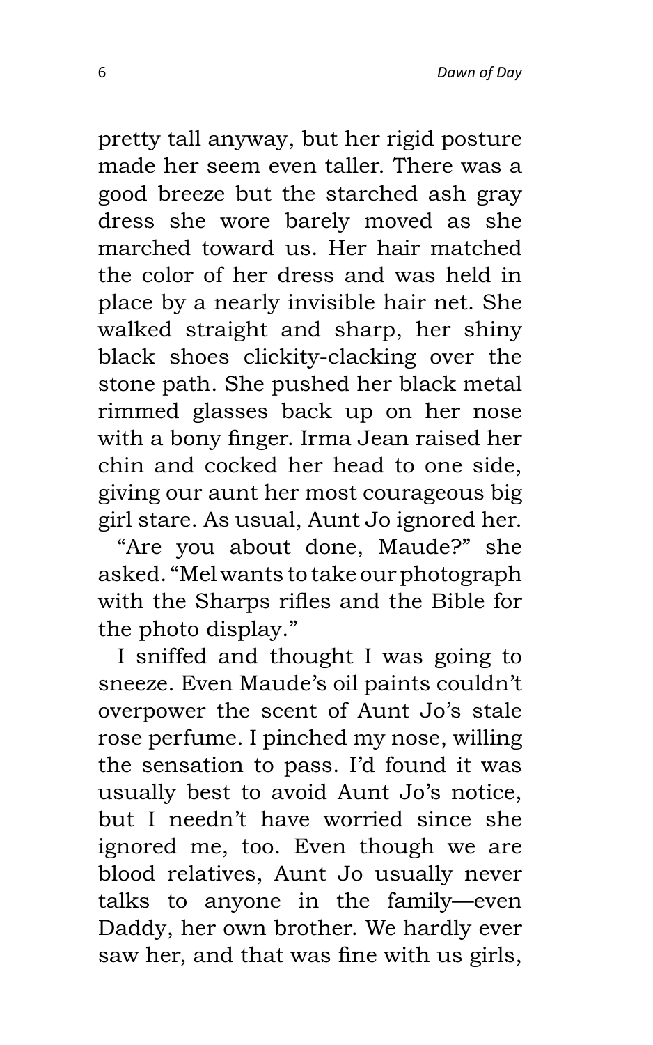pretty tall anyway, but her rigid posture made her seem even taller. There was a good breeze but the starched ash gray dress she wore barely moved as she marched toward us. Her hair matched the color of her dress and was held in place by a nearly invisible hair net. She walked straight and sharp, her shiny black shoes clickity-clacking over the stone path. She pushed her black metal rimmed glasses back up on her nose with a bony finger. Irma Jean raised her chin and cocked her head to one side, giving our aunt her most courageous big girl stare. As usual, Aunt Jo ignored her.

"Are you about done, Maude?" she asked. "Mel wants to take our photograph with the Sharps rifles and the Bible for the photo display."

I sniffed and thought I was going to sneeze. Even Maude's oil paints couldn't overpower the scent of Aunt Jo's stale rose perfume. I pinched my nose, willing the sensation to pass. I'd found it was usually best to avoid Aunt Jo's notice, but I needn't have worried since she ignored me, too. Even though we are blood relatives, Aunt Jo usually never talks to anyone in the family—even Daddy, her own brother. We hardly ever saw her, and that was fine with us girls,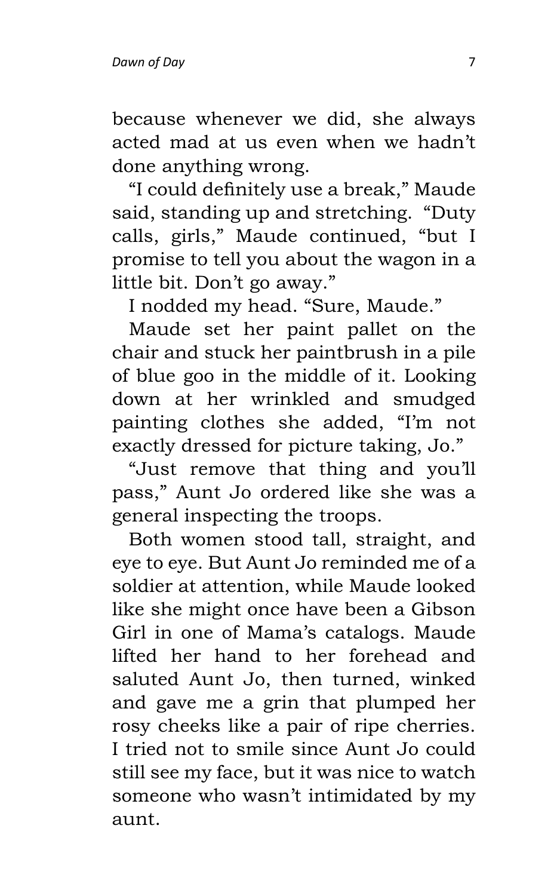because whenever we did, she always acted mad at us even when we hadn't done anything wrong.

"I could definitely use a break," Maude said, standing up and stretching. "Duty calls, girls," Maude continued, "but I promise to tell you about the wagon in a little bit. Don't go away."

I nodded my head. "Sure, Maude."

Maude set her paint pallet on the chair and stuck her paintbrush in a pile of blue goo in the middle of it. Looking down at her wrinkled and smudged painting clothes she added, "I'm not exactly dressed for picture taking, Jo."

"Just remove that thing and you'll pass," Aunt Jo ordered like she was a general inspecting the troops.

Both women stood tall, straight, and eye to eye. But Aunt Jo reminded me of a soldier at attention, while Maude looked like she might once have been a Gibson Girl in one of Mama's catalogs. Maude lifted her hand to her forehead and saluted Aunt Jo, then turned, winked and gave me a grin that plumped her rosy cheeks like a pair of ripe cherries. I tried not to smile since Aunt Jo could still see my face, but it was nice to watch someone who wasn't intimidated by my aunt.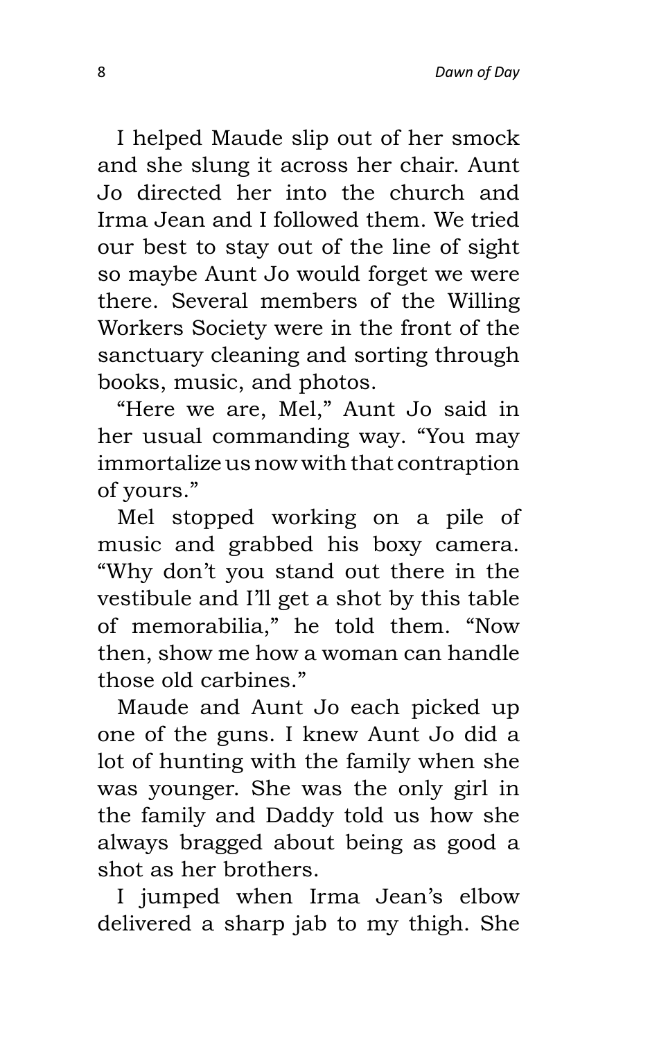I helped Maude slip out of her smock and she slung it across her chair. Aunt Jo directed her into the church and Irma Jean and I followed them. We tried our best to stay out of the line of sight so maybe Aunt Jo would forget we were there. Several members of the Willing Workers Society were in the front of the sanctuary cleaning and sorting through books, music, and photos.

"Here we are, Mel," Aunt Jo said in her usual commanding way. "You may immortalize us now with that contraption of yours."

Mel stopped working on a pile of music and grabbed his boxy camera. "Why don't you stand out there in the vestibule and I'll get a shot by this table of memorabilia," he told them. "Now then, show me how a woman can handle those old carbines."

Maude and Aunt Jo each picked up one of the guns. I knew Aunt Jo did a lot of hunting with the family when she was younger. She was the only girl in the family and Daddy told us how she always bragged about being as good a shot as her brothers.

I jumped when Irma Jean's elbow delivered a sharp jab to my thigh. She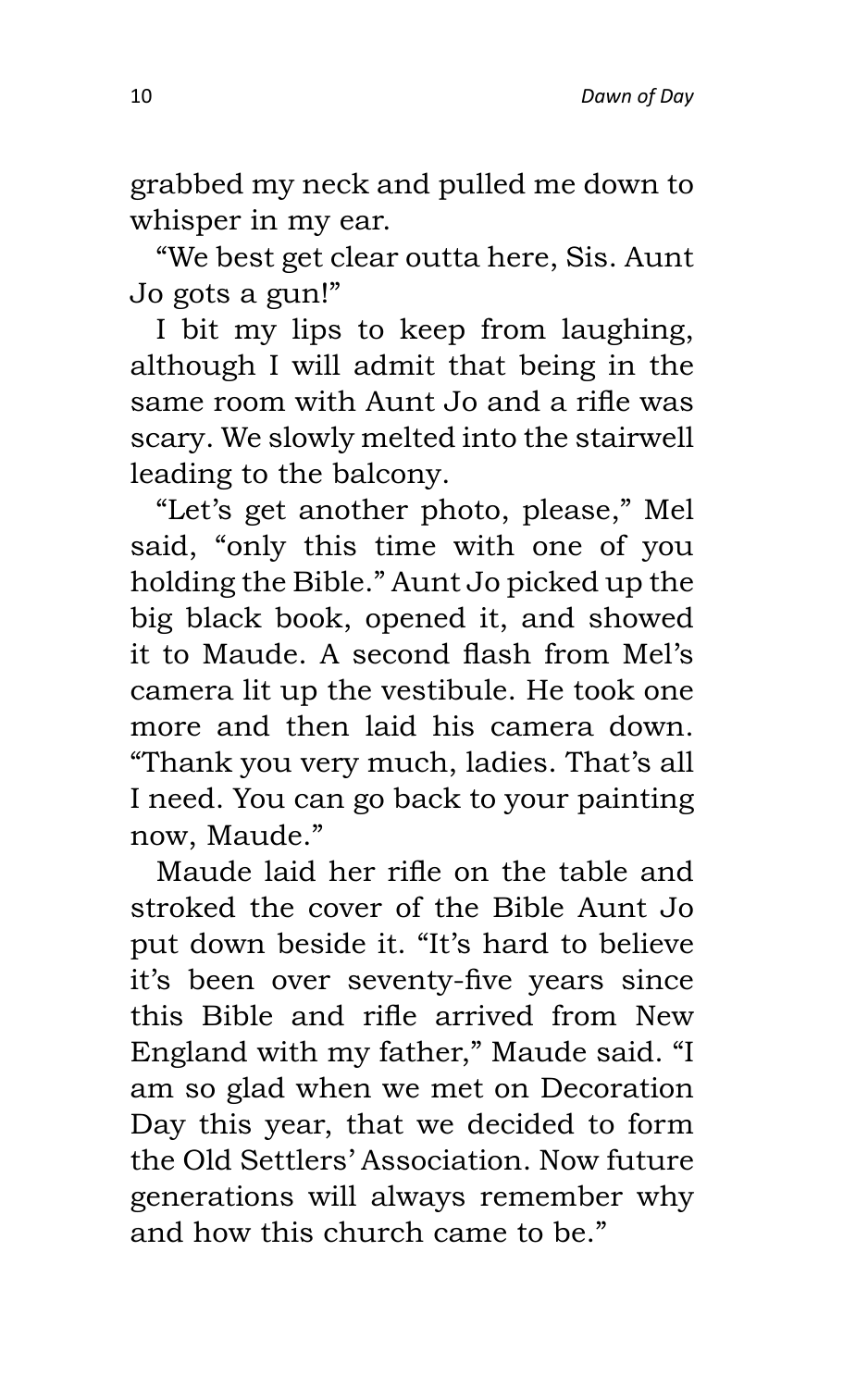grabbed my neck and pulled me down to whisper in my ear.

"We best get clear outta here, Sis. Aunt Jo gots a gun!"

I bit my lips to keep from laughing, although I will admit that being in the same room with Aunt Jo and a rifle was scary. We slowly melted into the stairwell leading to the balcony.

"Let's get another photo, please," Mel said, "only this time with one of you holding the Bible." Aunt Jo picked up the big black book, opened it, and showed it to Maude. A second flash from Mel's camera lit up the vestibule. He took one more and then laid his camera down. "Thank you very much, ladies. That's all I need. You can go back to your painting now, Maude."

Maude laid her rifle on the table and stroked the cover of the Bible Aunt Jo put down beside it. "It's hard to believe it's been over seventy-five years since this Bible and rifle arrived from New England with my father," Maude said. "I am so glad when we met on Decoration Day this year, that we decided to form the Old Settlers' Association. Now future generations will always remember why and how this church came to be."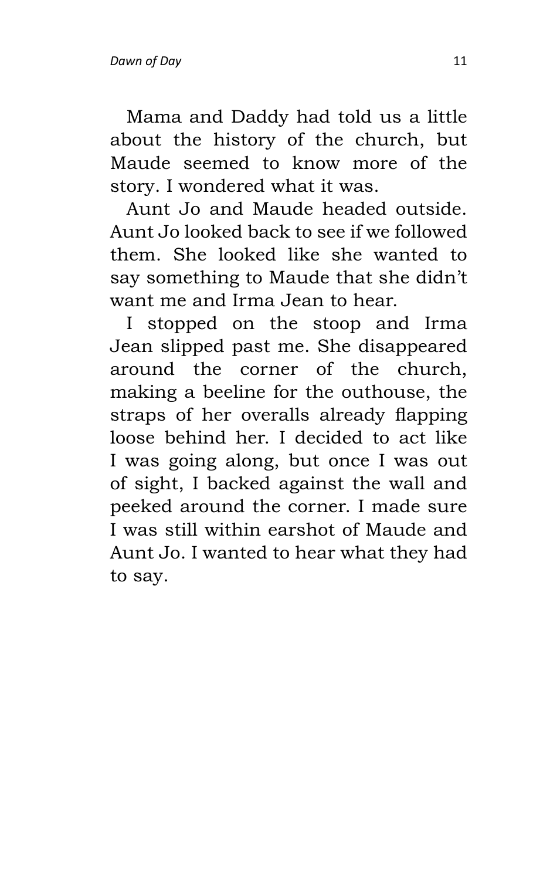Mama and Daddy had told us a little about the history of the church, but Maude seemed to know more of the story. I wondered what it was.

Aunt Jo and Maude headed outside. Aunt Jo looked back to see if we followed them. She looked like she wanted to say something to Maude that she didn't want me and Irma Jean to hear.

I stopped on the stoop and Irma Jean slipped past me. She disappeared around the corner of the church, making a beeline for the outhouse, the straps of her overalls already flapping loose behind her. I decided to act like I was going along, but once I was out of sight, I backed against the wall and peeked around the corner. I made sure I was still within earshot of Maude and Aunt Jo. I wanted to hear what they had to say.